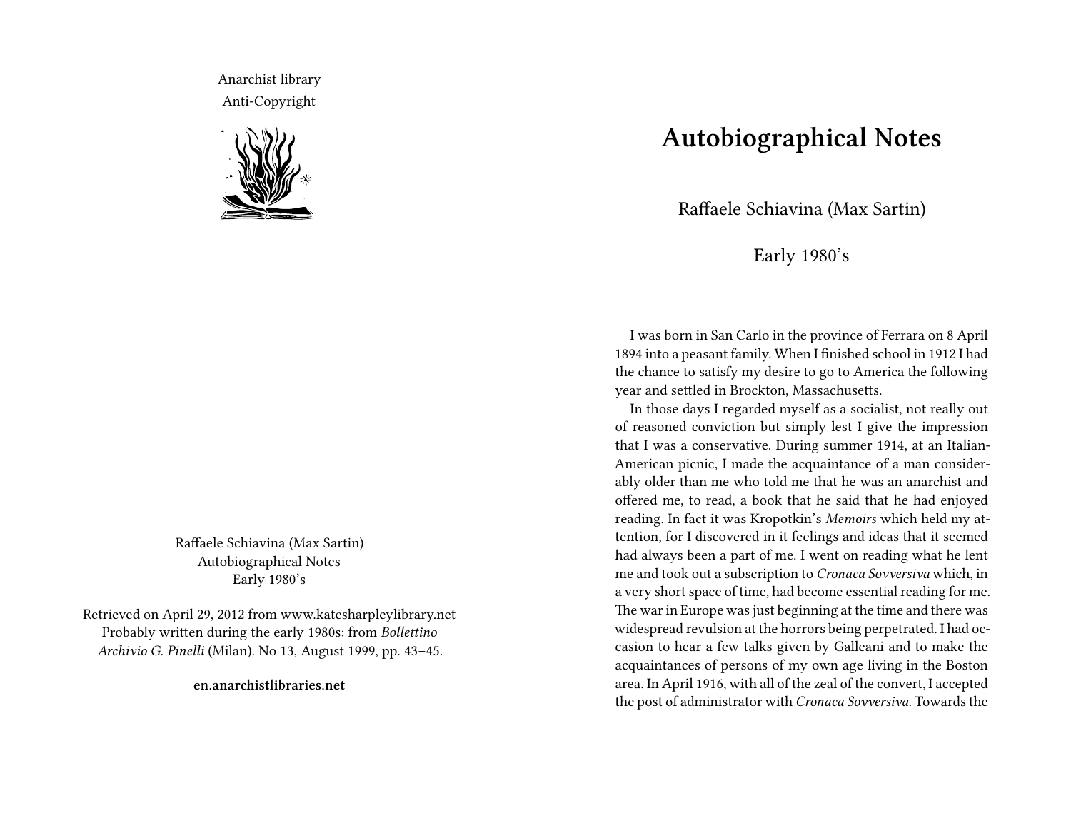Anarchist library
Anti-Copyright

Raffaele Schiavina (Max Sartin)
Autobiographical Notes
Early 1980's

Retrieved on April 29, 2012 from www.katesharpleylibrary.net
Probably written during the early 1980s: from *Bollettino Archivio G. Pinelli* (Milan). No 13, August 1999, pp. 43–45.

**en.anarchistlibraries.net**

# Autobiographical Notes

Raffaele Schiavina (Max Sartin)

Early 1980's

I was born in San Carlo in the province of Ferrara on 8 April 1894 into a peasant family. When I finished school in 1912 I had the chance to satisfy my desire to go to America the following year and settled in Brockton, Massachusetts.

In those days I regarded myself as a socialist, not really out of reasoned conviction but simply lest I give the impression that I was a conservative. During summer 1914, at an Italian-American picnic, I made the acquaintance of a man considerably older than me who told me that he was an anarchist and offered me, to read, a book that he said that he had enjoyed reading. In fact it was Kropotkin's *Memoirs* which held my attention, for I discovered in it feelings and ideas that it seemed had always been a part of me. I went on reading what he lent me and took out a subscription to *Cronaca Sovversiva* which, in a very short space of time, had become essential reading for me. The war in Europe was just beginning at the time and there was widespread revulsion at the horrors being perpetrated. I had occasion to hear a few talks given by Galleani and to make the acquaintances of persons of my own age living in the Boston area. In April 1916, with all of the zeal of the convert, I accepted the post of administrator with *Cronaca Sovversiva*. Towards the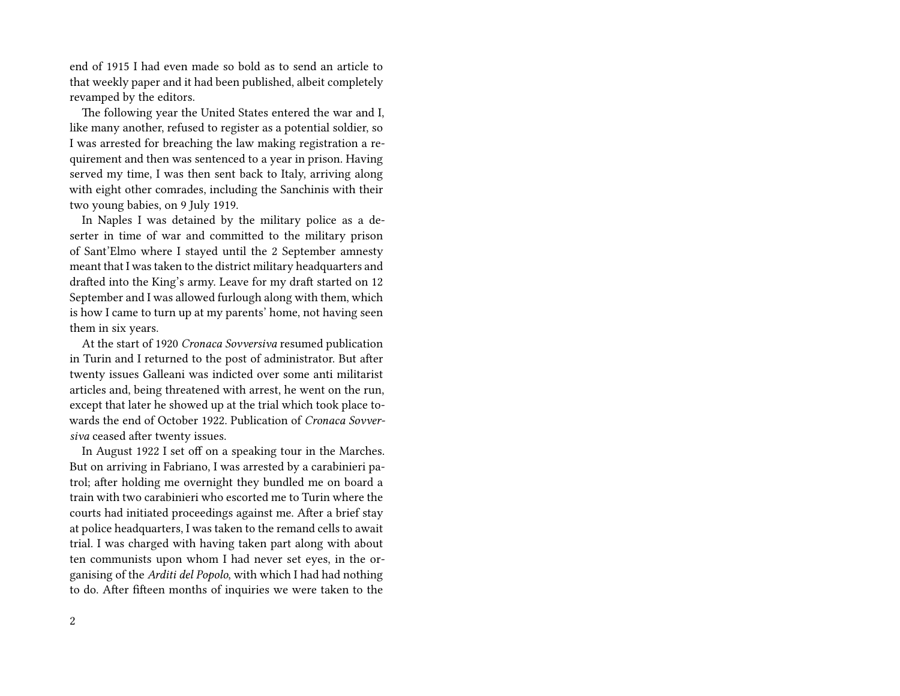end of 1915 I had even made so bold as to send an article to that weekly paper and it had been published, albeit completely revamped by the editors.

The following year the United States entered the war and I, like many another, refused to register as a potential soldier, so I was arrested for breaching the law making registration a requirement and then was sentenced to a year in prison. Having served my time, I was then sent back to Italy, arriving along with eight other comrades, including the Sanchinis with their two young babies, on 9 July 1919.

In Naples I was detained by the military police as a deserter in time of war and committed to the military prison of Sant'Elmo where I stayed until the 2 September amnesty meant that I was taken to the district military headquarters and drafted into the King's army. Leave for my draft started on 12 September and I was allowed furlough along with them, which is how I came to turn up at my parents' home, not having seen them in six years.

At the start of 1920 *Cronaca Sovversiva* resumed publication in Turin and I returned to the post of administrator. But after twenty issues Galleani was indicted over some anti militarist articles and, being threatened with arrest, he went on the run, except that later he showed up at the trial which took place towards the end of October 1922. Publication of *Cronaca Sovversiva* ceased after twenty issues.

In August 1922 I set off on a speaking tour in the Marches. But on arriving in Fabriano, I was arrested by a carabinieri patrol; after holding me overnight they bundled me on board a train with two carabinieri who escorted me to Turin where the courts had initiated proceedings against me. After a brief stay at police headquarters, I was taken to the remand cells to await trial. I was charged with having taken part along with about ten communists upon whom I had never set eyes, in the organising of the *Arditi del Popolo*, with which I had had nothing to do. After fifteen months of inquiries we were taken to the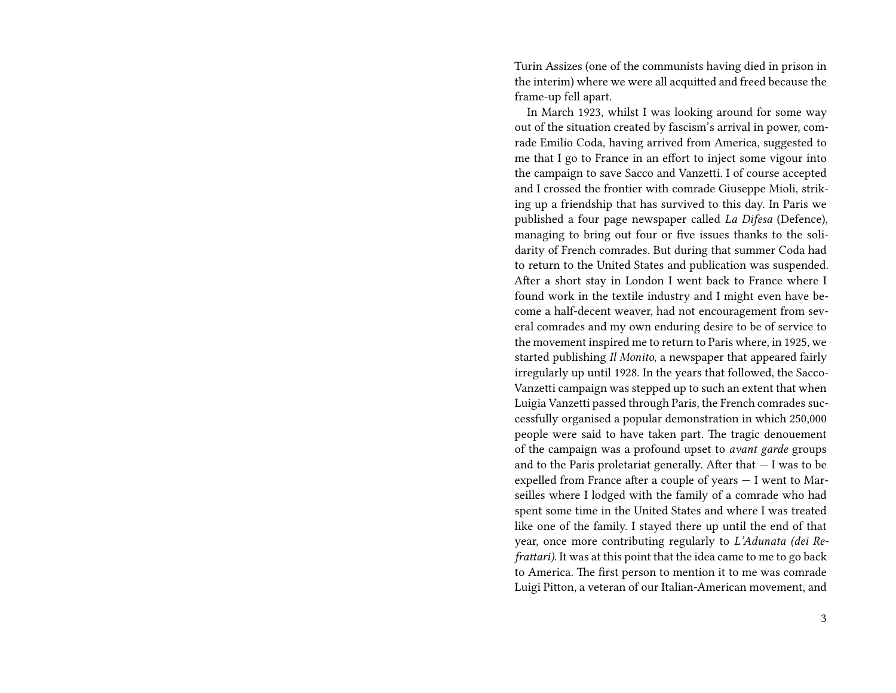Turin Assizes (one of the communists having died in prison in the interim) where we were all acquitted and freed because the frame-up fell apart.

In March 1923, whilst I was looking around for some way out of the situation created by fascism's arrival in power, comrade Emilio Coda, having arrived from America, suggested to me that I go to France in an effort to inject some vigour into the campaign to save Sacco and Vanzetti. I of course accepted and I crossed the frontier with comrade Giuseppe Mioli, striking up a friendship that has survived to this day. In Paris we published a four page newspaper called *La Difesa* (Defence), managing to bring out four or five issues thanks to the solidarity of French comrades. But during that summer Coda had to return to the United States and publication was suspended. After a short stay in London I went back to France where I found work in the textile industry and I might even have become a half-decent weaver, had not encouragement from several comrades and my own enduring desire to be of service to the movement inspired me to return to Paris where, in 1925, we started publishing *Il Monito*, a newspaper that appeared fairly irregularly up until 1928. In the years that followed, the Sacco-Vanzetti campaign was stepped up to such an extent that when Luigia Vanzetti passed through Paris, the French comrades successfully organised a popular demonstration in which 250,000 people were said to have taken part. The tragic denouement of the campaign was a profound upset to *avant garde* groups and to the Paris proletariat generally. After that — I was to be expelled from France after a couple of years — I went to Marseilles where I lodged with the family of a comrade who had spent some time in the United States and where I was treated like one of the family. I stayed there up until the end of that year, once more contributing regularly to *L'Adunata (dei Refrattari)*. It was at this point that the idea came to me to go back to America. The first person to mention it to me was comrade Luigi Pitton, a veteran of our Italian-American movement, and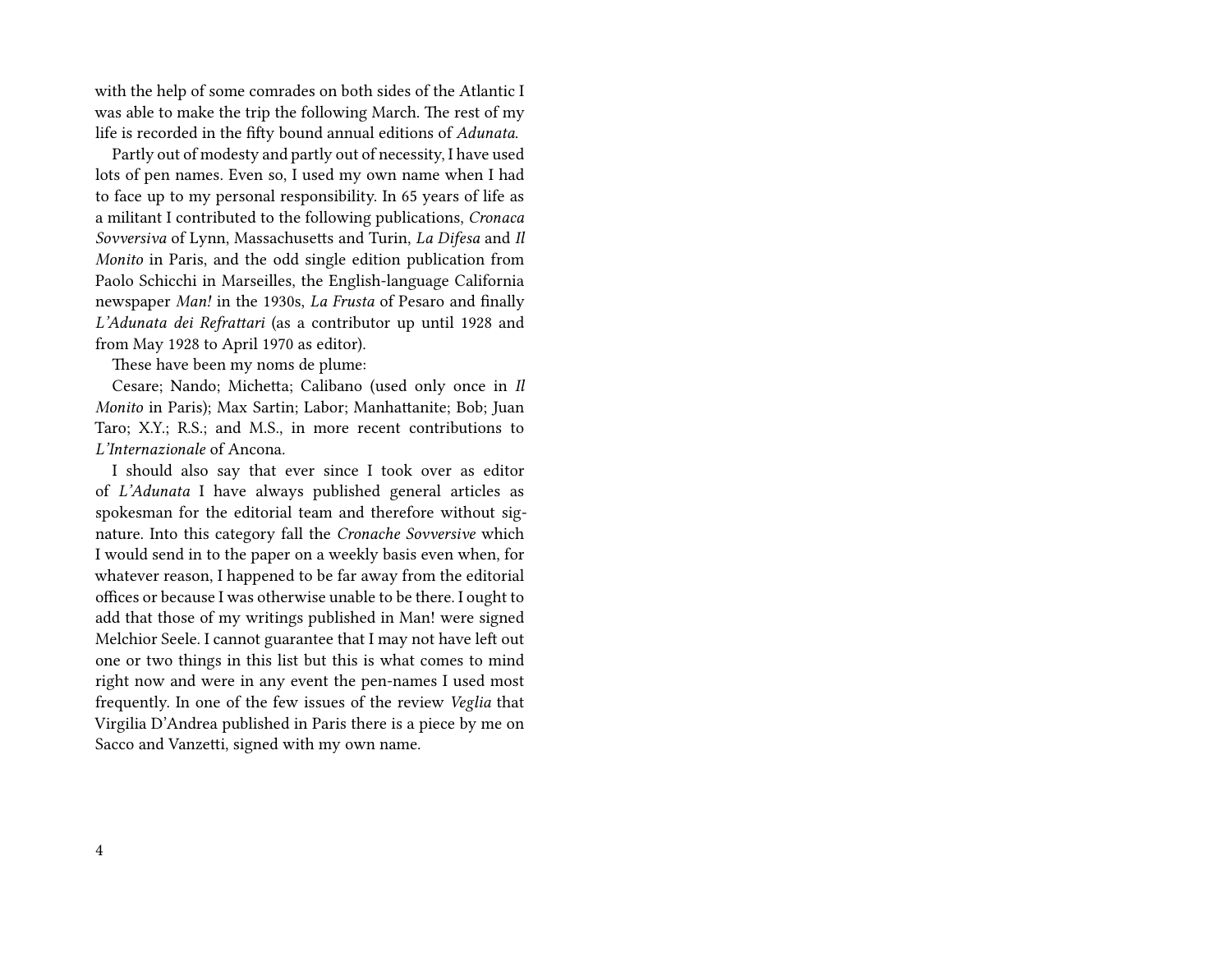with the help of some comrades on both sides of the Atlantic I was able to make the trip the following March. The rest of my life is recorded in the fifty bound annual editions of *Adunata*.

Partly out of modesty and partly out of necessity, I have used lots of pen names. Even so, I used my own name when I had to face up to my personal responsibility. In 65 years of life as a militant I contributed to the following publications, *Cronaca Sovversiva* of Lynn, Massachusetts and Turin, *La Difesa* and *Il Monito* in Paris, and the odd single edition publication from Paolo Schicchi in Marseilles, the English-language California newspaper *Man!* in the 1930s, *La Frusta* of Pesaro and finally *L'Adunata dei Refrattari* (as a contributor up until 1928 and from May 1928 to April 1970 as editor).

These have been my noms de plume:

Cesare; Nando; Michetta; Calibano (used only once in *Il Monito* in Paris); Max Sartin; Labor; Manhattanite; Bob; Juan Taro; X.Y.; R.S.; and M.S., in more recent contributions to *L'Internazionale* of Ancona.

I should also say that ever since I took over as editor of *L'Adunata* I have always published general articles as spokesman for the editorial team and therefore without signature. Into this category fall the *Cronache Sovversive* which I would send in to the paper on a weekly basis even when, for whatever reason, I happened to be far away from the editorial offices or because I was otherwise unable to be there. I ought to add that those of my writings published in Man! were signed Melchior Seele. I cannot guarantee that I may not have left out one or two things in this list but this is what comes to mind right now and were in any event the pen-names I used most frequently. In one of the few issues of the review *Veglia* that Virgilia D'Andrea published in Paris there is a piece by me on Sacco and Vanzetti, signed with my own name.